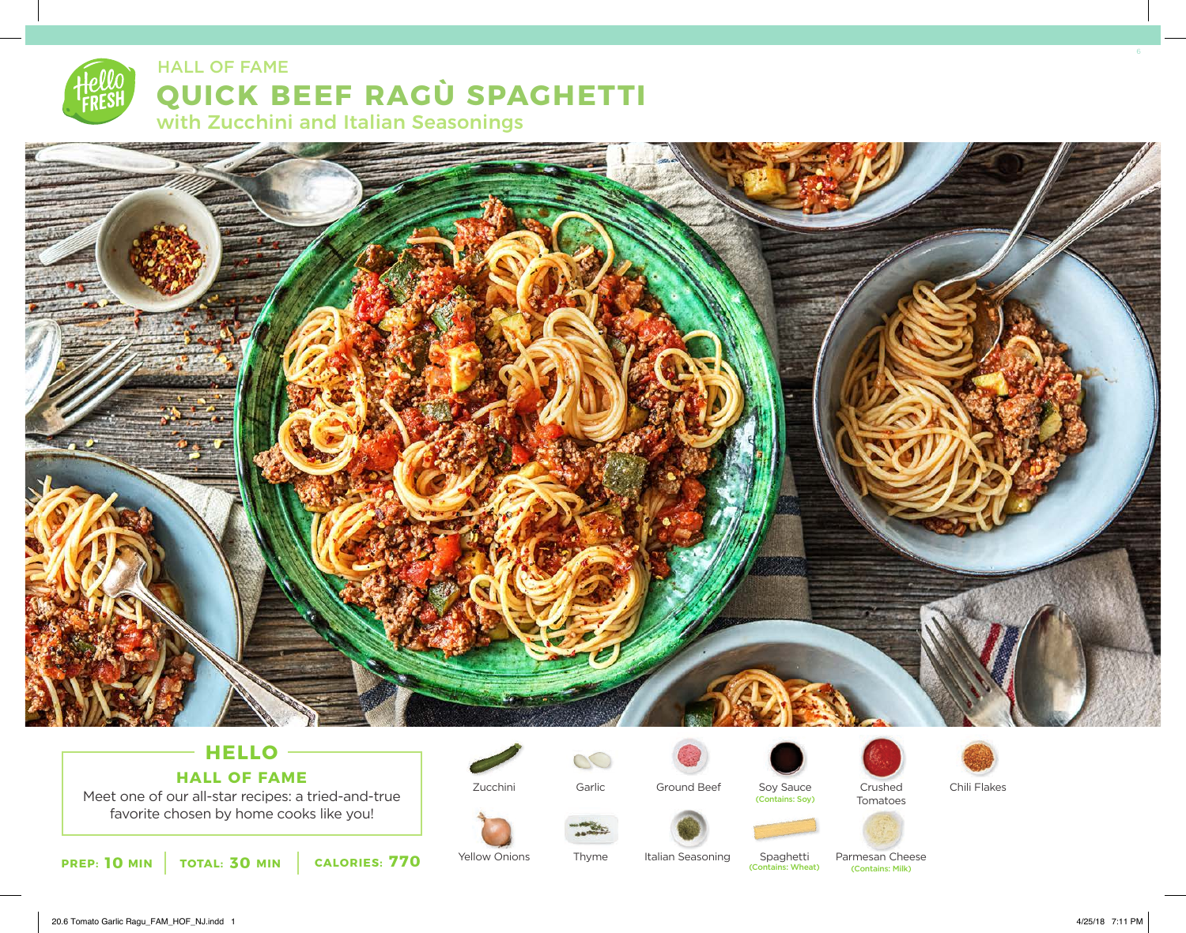HALL OF FAME

# QUICK BEEF RAGÙ SPAGHETTI

## with Zucchini and Italian Seasonings

### HELLO

### HALL OF FAME

Meet one of our all-star recipes: a tried-and-true favorite chosen by home cooks like you!

**PREP: 10 MIN** | **TOTAL: 30 MIN** | **CALORIES: 770**

- Zucchini
- Garlic
- Ground Beef
- Soy Sauce (Contains: Soy)
- Crushed Tomatoes
- Chili Flakes
- Yellow Onions
- Thyme
- Italian Seasoning
- Spaghetti (Contains: Wheat)
- Parmesan Cheese (Contains: Milk)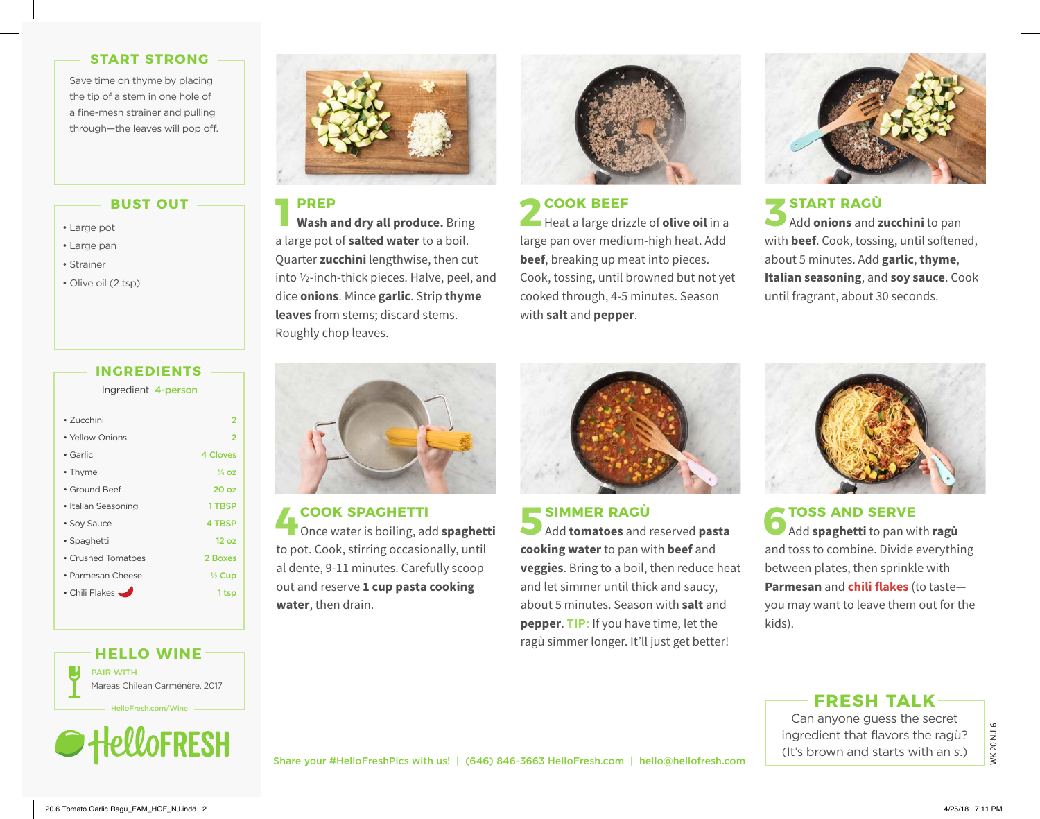## START STRONG

Save time on thyme by placing the tip of a stem in one hole of a fine-mesh strainer and pulling through—the leaves will pop off.

## BUST OUT

- Large pot
- Large pan
- Strainer
- Olive oil (2 tsp)

## INGREDIENTS

| Ingredient | 4-person |
|---|---|
| Zucchini | 2 |
| Yellow Onions | 2 |
| Garlic | 4 Cloves |
| Thyme | ¼ oz |
| Ground Beef | 20 oz |
| Italian Seasoning | 1 TBSP |
| Soy Sauce | 4 TBSP |
| Spaghetti | 12 oz |
| Crushed Tomatoes | 2 Boxes |
| Parmesan Cheese | ½ Cup |
| Chili Flakes | 1 tsp |

## HELLO WINE

PAIR WITH

Mareas Chilean Carménère, 2017

HelloFresh.com/Wine

HelloFRESH

## 1 PREP

**Wash and dry all produce.** Bring a large pot of **salted water** to a boil. Quarter **zucchini** lengthwise, then cut into ½-inch-thick pieces. Halve, peel, and dice **onions**. Mince **garlic**. Strip **thyme leaves** from stems; discard stems. Roughly chop leaves.

## 2 COOK BEEF

Heat a large drizzle of **olive oil** in a large pan over medium-high heat. Add **beef**, breaking up meat into pieces. Cook, tossing, until browned but not yet cooked through, 4-5 minutes. Season with **salt** and **pepper**.

## 3 START RAGÙ

Add **onions** and **zucchini** to pan with **beef**. Cook, tossing, until softened, about 5 minutes. Add **garlic**, **thyme**, **Italian seasoning**, and **soy sauce**. Cook until fragrant, about 30 seconds.

## 4 COOK SPAGHETTI

Once water is boiling, add **spaghetti** to pot. Cook, stirring occasionally, until al dente, 9-11 minutes. Carefully scoop out and reserve **1 cup pasta cooking water**, then drain.

## 5 SIMMER RAGÙ

Add **tomatoes** and reserved **pasta cooking water** to pan with **beef** and **veggies**. Bring to a boil, then reduce heat and let simmer until thick and saucy, about 5 minutes. Season with **salt** and **pepper**. TIP: If you have time, let the ragù simmer longer. It'll just get better!

## 6 TOSS AND SERVE

Add **spaghetti** to pan with **ragù** and toss to combine. Divide everything between plates, then sprinkle with **Parmesan** and **chili flakes** (to taste—you may want to leave them out for the kids).

## FRESH TALK

Can anyone guess the secret ingredient that flavors the ragù? (It's brown and starts with an *s*.)

Share your #HelloFreshPics with us! | (646) 846-3663 HelloFresh.com | hello@hellofresh.com

WK 20 NJ-6